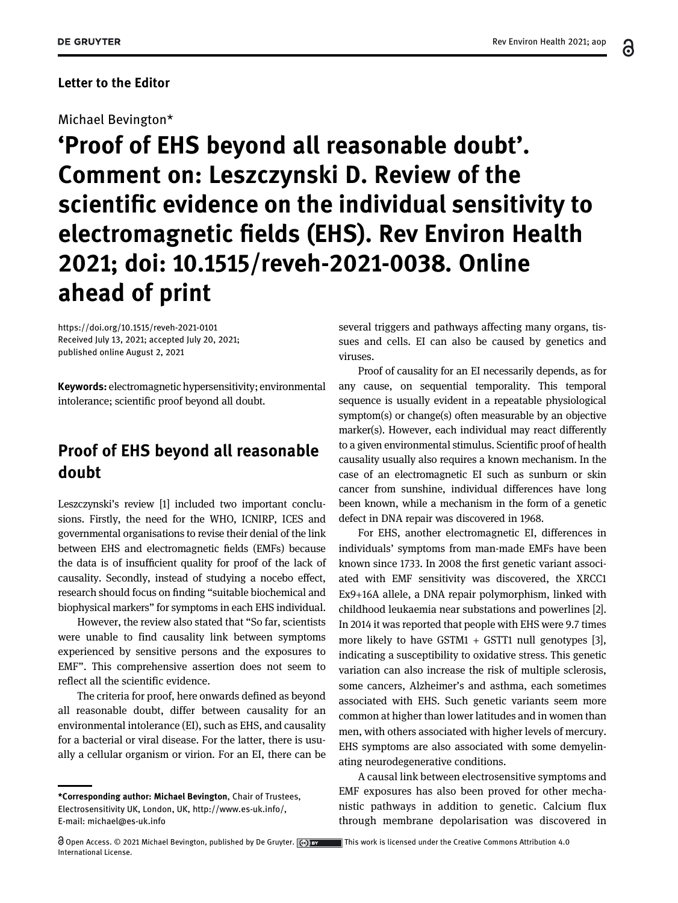Letter to the Editor

Michael Bevington*

# 'Proof of EHS beyond all reasonable doubt'. Comment on: Leszczynski D. Review of the scientific evidence on the individual sensitivity to electromagnetic fields (EHS). Rev Environ Health 2021; doi: 10.1515/reveh-2021-0038. Online ahead of print

https://doi.org/10.1515/reveh-2021-0101
Received July 13, 2021; accepted July 20, 2021;
published online August 2, 2021

**Keywords:** electromagnetic hypersensitivity; environmental intolerance; scientific proof beyond all doubt.

## Proof of EHS beyond all reasonable doubt

Leszczynski's review [1] included two important conclusions. Firstly, the need for the WHO, ICNIRP, ICES and governmental organisations to revise their denial of the link between EHS and electromagnetic fields (EMFs) because the data is of insufficient quality for proof of the lack of causality. Secondly, instead of studying a nocebo effect, research should focus on finding "suitable biochemical and biophysical markers" for symptoms in each EHS individual.

However, the review also stated that "So far, scientists were unable to find causality link between symptoms experienced by sensitive persons and the exposures to EMF". This comprehensive assertion does not seem to reflect all the scientific evidence.

The criteria for proof, here onwards defined as beyond all reasonable doubt, differ between causality for an environmental intolerance (EI), such as EHS, and causality for a bacterial or viral disease. For the latter, there is usually a cellular organism or virion. For an EI, there can be several triggers and pathways affecting many organs, tissues and cells. EI can also be caused by genetics and viruses.

Proof of causality for an EI necessarily depends, as for any cause, on sequential temporality. This temporal sequence is usually evident in a repeatable physiological symptom(s) or change(s) often measurable by an objective marker(s). However, each individual may react differently to a given environmental stimulus. Scientific proof of health causality usually also requires a known mechanism. In the case of an electromagnetic EI such as sunburn or skin cancer from sunshine, individual differences have long been known, while a mechanism in the form of a genetic defect in DNA repair was discovered in 1968.

For EHS, another electromagnetic EI, differences in individuals' symptoms from man-made EMFs have been known since 1733. In 2008 the first genetic variant associated with EMF sensitivity was discovered, the XRCC1 Ex9+16A allele, a DNA repair polymorphism, linked with childhood leukaemia near substations and powerlines [2]. In 2014 it was reported that people with EHS were 9.7 times more likely to have GSTM1 + GSTT1 null genotypes [3], indicating a susceptibility to oxidative stress. This genetic variation can also increase the risk of multiple sclerosis, some cancers, Alzheimer's and asthma, each sometimes associated with EHS. Such genetic variants seem more common at higher than lower latitudes and in women than men, with others associated with higher levels of mercury. EHS symptoms are also associated with some demyelinating neurodegenerative conditions.

A causal link between electrosensitive symptoms and EMF exposures has also been proved for other mechanistic pathways in addition to genetic. Calcium flux through membrane depolarisation was discovered in

---

***Corresponding author: Michael Bevington**, Chair of Trustees, Electrosensitivity UK, London, UK, http://www.es-uk.info/, E-mail: michael@es-uk.info

Open Access. © 2021 Michael Bevington, published by De Gruyter. This work is licensed under the Creative Commons Attribution 4.0 International License.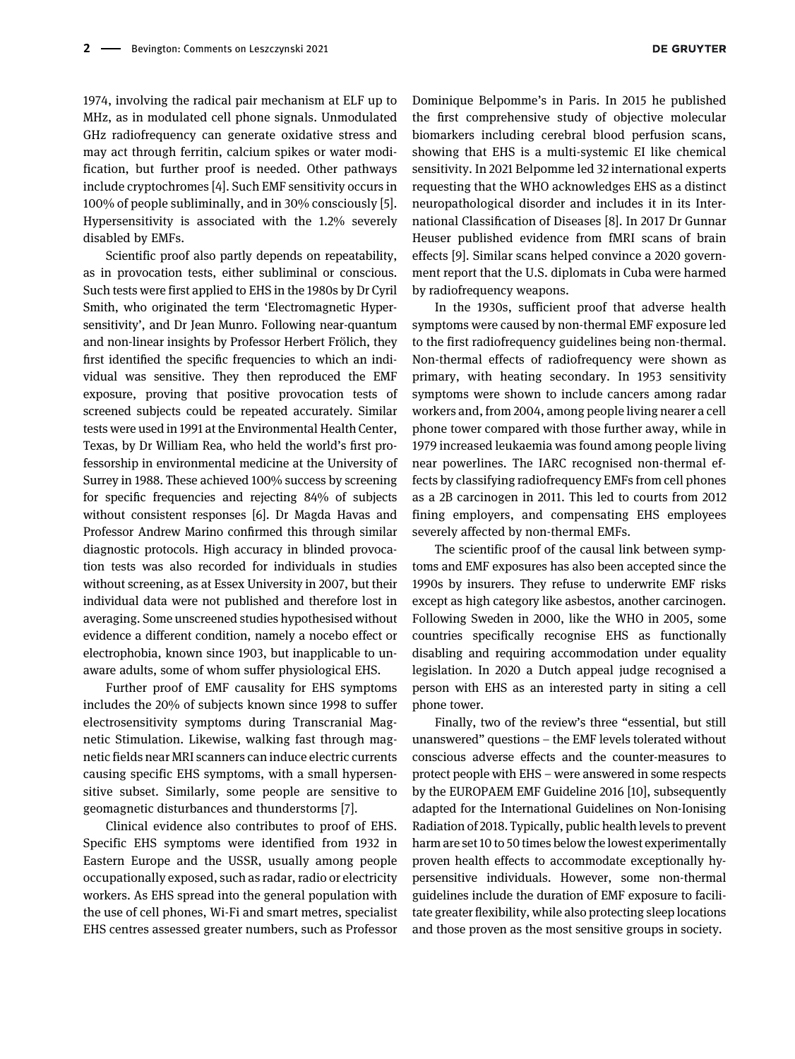1974, involving the radical pair mechanism at ELF up to MHz, as in modulated cell phone signals. Unmodulated GHz radiofrequency can generate oxidative stress and may act through ferritin, calcium spikes or water modification, but further proof is needed. Other pathways include cryptochromes [4]. Such EMF sensitivity occurs in 100% of people subliminally, and in 30% consciously [5]. Hypersensitivity is associated with the 1.2% severely disabled by EMFs.

Scientific proof also partly depends on repeatability, as in provocation tests, either subliminal or conscious. Such tests were first applied to EHS in the 1980s by Dr Cyril Smith, who originated the term 'Electromagnetic Hypersensitivity', and Dr Jean Munro. Following near-quantum and non-linear insights by Professor Herbert Frölich, they first identified the specific frequencies to which an individual was sensitive. They then reproduced the EMF exposure, proving that positive provocation tests of screened subjects could be repeated accurately. Similar tests were used in 1991 at the Environmental Health Center, Texas, by Dr William Rea, who held the world's first professorship in environmental medicine at the University of Surrey in 1988. These achieved 100% success by screening for specific frequencies and rejecting 84% of subjects without consistent responses [6]. Dr Magda Havas and Professor Andrew Marino confirmed this through similar diagnostic protocols. High accuracy in blinded provocation tests was also recorded for individuals in studies without screening, as at Essex University in 2007, but their individual data were not published and therefore lost in averaging. Some unscreened studies hypothesised without evidence a different condition, namely a nocebo effect or electrophobia, known since 1903, but inapplicable to unaware adults, some of whom suffer physiological EHS.

Further proof of EMF causality for EHS symptoms includes the 20% of subjects known since 1998 to suffer electrosensitivity symptoms during Transcranial Magnetic Stimulation. Likewise, walking fast through magnetic fields near MRI scanners can induce electric currents causing specific EHS symptoms, with a small hypersensitive subset. Similarly, some people are sensitive to geomagnetic disturbances and thunderstorms [7].

Clinical evidence also contributes to proof of EHS. Specific EHS symptoms were identified from 1932 in Eastern Europe and the USSR, usually among people occupationally exposed, such as radar, radio or electricity workers. As EHS spread into the general population with the use of cell phones, Wi-Fi and smart metres, specialist EHS centres assessed greater numbers, such as Professor Dominique Belpomme's in Paris. In 2015 he published the first comprehensive study of objective molecular biomarkers including cerebral blood perfusion scans, showing that EHS is a multi-systemic EI like chemical sensitivity. In 2021 Belpomme led 32 international experts requesting that the WHO acknowledges EHS as a distinct neuropathological disorder and includes it in its International Classification of Diseases [8]. In 2017 Dr Gunnar Heuser published evidence from fMRI scans of brain effects [9]. Similar scans helped convince a 2020 government report that the U.S. diplomats in Cuba were harmed by radiofrequency weapons.

In the 1930s, sufficient proof that adverse health symptoms were caused by non-thermal EMF exposure led to the first radiofrequency guidelines being non-thermal. Non-thermal effects of radiofrequency were shown as primary, with heating secondary. In 1953 sensitivity symptoms were shown to include cancers among radar workers and, from 2004, among people living nearer a cell phone tower compared with those further away, while in 1979 increased leukaemia was found among people living near powerlines. The IARC recognised non-thermal effects by classifying radiofrequency EMFs from cell phones as a 2B carcinogen in 2011. This led to courts from 2012 fining employers, and compensating EHS employees severely affected by non-thermal EMFs.

The scientific proof of the causal link between symptoms and EMF exposures has also been accepted since the 1990s by insurers. They refuse to underwrite EMF risks except as high category like asbestos, another carcinogen. Following Sweden in 2000, like the WHO in 2005, some countries specifically recognise EHS as functionally disabling and requiring accommodation under equality legislation. In 2020 a Dutch appeal judge recognised a person with EHS as an interested party in siting a cell phone tower.

Finally, two of the review's three "essential, but still unanswered" questions – the EMF levels tolerated without conscious adverse effects and the counter-measures to protect people with EHS – were answered in some respects by the EUROPAEM EMF Guideline 2016 [10], subsequently adapted for the International Guidelines on Non-Ionising Radiation of 2018. Typically, public health levels to prevent harm are set 10 to 50 times below the lowest experimentally proven health effects to accommodate exceptionally hypersensitive individuals. However, some non-thermal guidelines include the duration of EMF exposure to facilitate greater flexibility, while also protecting sleep locations and those proven as the most sensitive groups in society.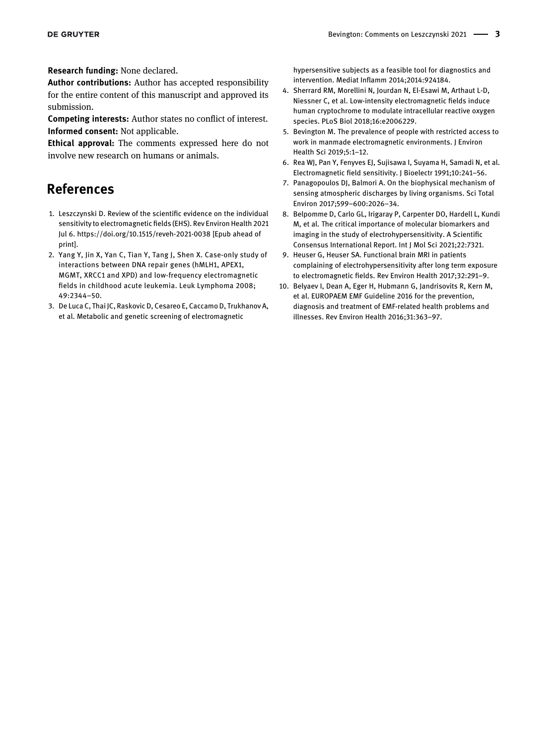**Research funding:** None declared.

**Author contributions:** Author has accepted responsibility for the entire content of this manuscript and approved its submission.

**Competing interests:** Author states no conflict of interest.

**Informed consent:** Not applicable.

**Ethical approval:** The comments expressed here do not involve new research on humans or animals.

## References

1. Leszczynski D. Review of the scientific evidence on the individual sensitivity to electromagnetic fields (EHS). Rev Environ Health 2021 Jul 6. https://doi.org/10.1515/reveh-2021-0038 [Epub ahead of print].
2. Yang Y, Jin X, Yan C, Tian Y, Tang J, Shen X. Case-only study of interactions between DNA repair genes (hMLH1, APEX1, MGMT, XRCC1 and XPD) and low-frequency electromagnetic fields in childhood acute leukemia. Leuk Lymphoma 2008; 49:2344–50.
3. De Luca C, Thai JC, Raskovic D, Cesareo E, Caccamo D, Trukhanov A, et al. Metabolic and genetic screening of electromagnetic hypersensitive subjects as a feasible tool for diagnostics and intervention. Mediat Inflamm 2014;2014:924184.
4. Sherrard RM, Morellini N, Jourdan N, El-Esawi M, Arthaut L-D, Niessner C, et al. Low-intensity electromagnetic fields induce human cryptochrome to modulate intracellular reactive oxygen species. PLoS Biol 2018;16:e2006229.
5. Bevington M. The prevalence of people with restricted access to work in manmade electromagnetic environments. J Environ Health Sci 2019;5:1–12.
6. Rea WJ, Pan Y, Fenyves EJ, Sujisawa I, Suyama H, Samadi N, et al. Electromagnetic field sensitivity. J Bioelectr 1991;10:241–56.
7. Panagopoulos DJ, Balmori A. On the biophysical mechanism of sensing atmospheric discharges by living organisms. Sci Total Environ 2017;599–600:2026–34.
8. Belpomme D, Carlo GL, Irigaray P, Carpenter DO, Hardell L, Kundi M, et al. The critical importance of molecular biomarkers and imaging in the study of electrohypersensitivity. A Scientific Consensus International Report. Int J Mol Sci 2021;22:7321.
9. Heuser G, Heuser SA. Functional brain MRI in patients complaining of electrohypersensitivity after long term exposure to electromagnetic fields. Rev Environ Health 2017;32:291–9.
10. Belyaev I, Dean A, Eger H, Hubmann G, Jandrisovits R, Kern M, et al. EUROPAEM EMF Guideline 2016 for the prevention, diagnosis and treatment of EMF-related health problems and illnesses. Rev Environ Health 2016;31:363–97.